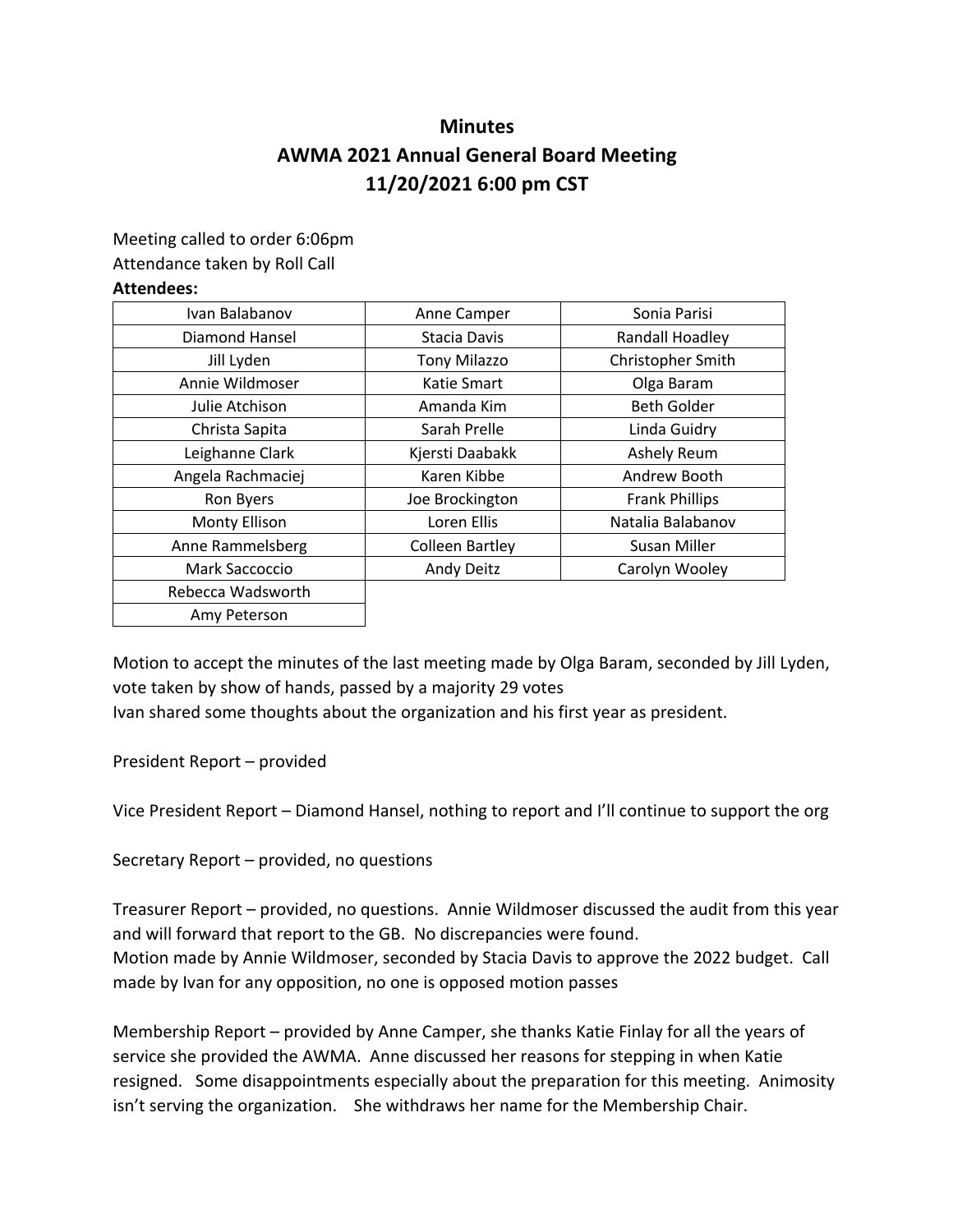# Minutes
# AWMA 2021 Annual General Board Meeting
# 11/20/2021 6:00 pm CST

Meeting called to order 6:06pm
Attendance taken by Roll Call

**Attendees:**

| | | |
|---|---|---|
| Ivan Balabanov | Anne Camper | Sonia Parisi |
| Diamond Hansel | Stacia Davis | Randall Hoadley |
| Jill Lyden | Tony Milazzo | Christopher Smith |
| Annie Wildmoser | Katie Smart | Olga Baram |
| Julie Atchison | Amanda Kim | Beth Golder |
| Christa Sapita | Sarah Prelle | Linda Guidry |
| Leighanne Clark | Kjersti Daabakk | Ashely Reum |
| Angela Rachmaciej | Karen Kibbe | Andrew Booth |
| Ron Byers | Joe Brockington | Frank Phillips |
| Monty Ellison | Loren Ellis | Natalia Balabanov |
| Anne Rammelsberg | Colleen Bartley | Susan Miller |
| Mark Saccoccio | Andy Deitz | Carolyn Wooley |
| Rebecca Wadsworth | | |
| Amy Peterson | | |

Motion to accept the minutes of the last meeting made by Olga Baram, seconded by Jill Lyden, vote taken by show of hands, passed by a majority 29 votes
Ivan shared some thoughts about the organization and his first year as president.

President Report – provided

Vice President Report – Diamond Hansel, nothing to report and I'll continue to support the org

Secretary Report – provided, no questions

Treasurer Report – provided, no questions. Annie Wildmoser discussed the audit from this year and will forward that report to the GB. No discrepancies were found.
Motion made by Annie Wildmoser, seconded by Stacia Davis to approve the 2022 budget. Call made by Ivan for any opposition, no one is opposed motion passes

Membership Report – provided by Anne Camper, she thanks Katie Finlay for all the years of service she provided the AWMA. Anne discussed her reasons for stepping in when Katie resigned. Some disappointments especially about the preparation for this meeting. Animosity isn't serving the organization. She withdraws her name for the Membership Chair.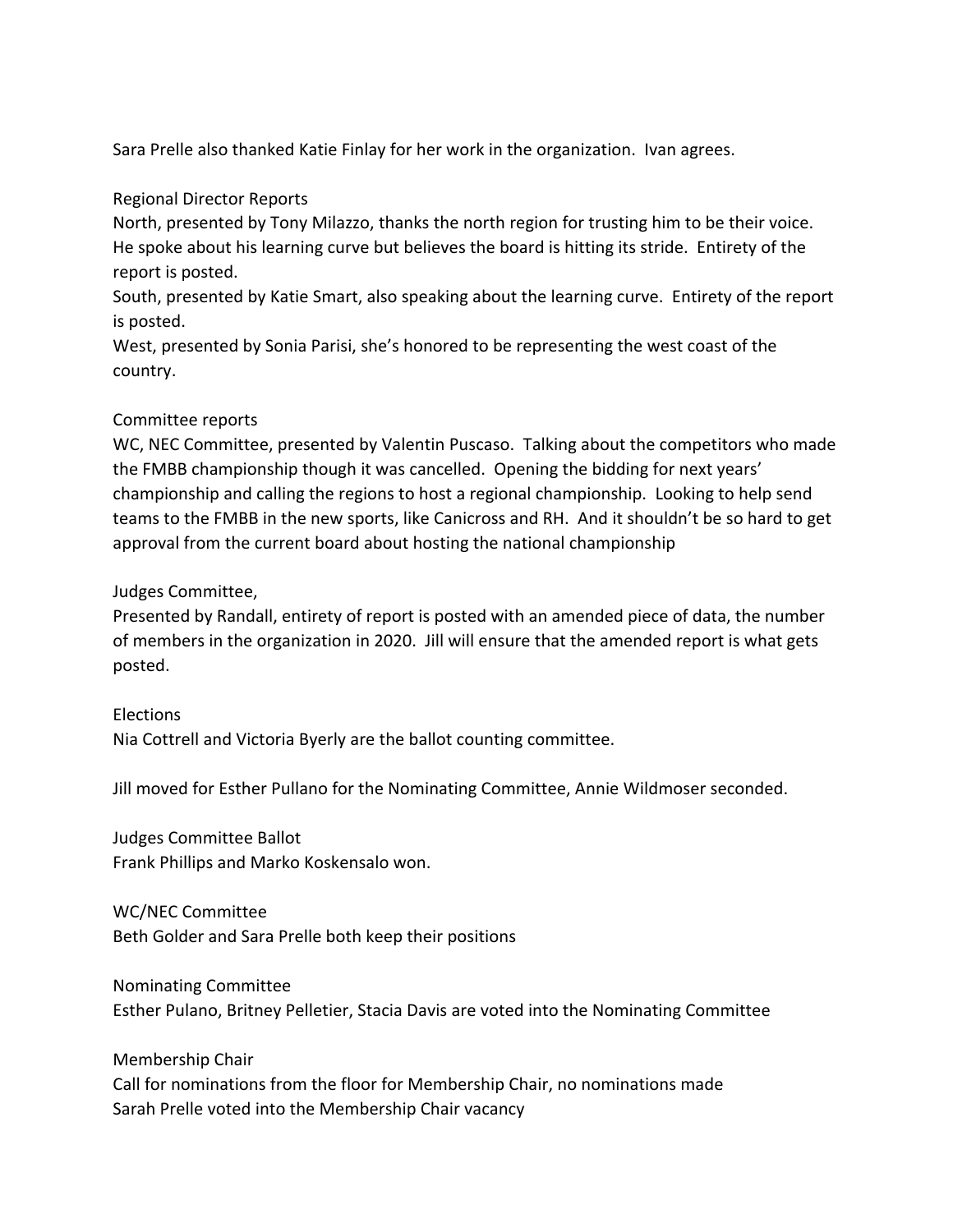Sara Prelle also thanked Katie Finlay for her work in the organization. Ivan agrees.

Regional Director Reports

North, presented by Tony Milazzo, thanks the north region for trusting him to be their voice. He spoke about his learning curve but believes the board is hitting its stride. Entirety of the report is posted.

South, presented by Katie Smart, also speaking about the learning curve. Entirety of the report is posted.

West, presented by Sonia Parisi, she's honored to be representing the west coast of the country.

Committee reports

WC, NEC Committee, presented by Valentin Puscaso. Talking about the competitors who made the FMBB championship though it was cancelled. Opening the bidding for next years' championship and calling the regions to host a regional championship. Looking to help send teams to the FMBB in the new sports, like Canicross and RH. And it shouldn't be so hard to get approval from the current board about hosting the national championship

Judges Committee,

Presented by Randall, entirety of report is posted with an amended piece of data, the number of members in the organization in 2020. Jill will ensure that the amended report is what gets posted.

Elections

Nia Cottrell and Victoria Byerly are the ballot counting committee.

Jill moved for Esther Pullano for the Nominating Committee, Annie Wildmoser seconded.

Judges Committee Ballot

Frank Phillips and Marko Koskensalo won.

WC/NEC Committee

Beth Golder and Sara Prelle both keep their positions

Nominating Committee

Esther Pulano, Britney Pelletier, Stacia Davis are voted into the Nominating Committee

Membership Chair

Call for nominations from the floor for Membership Chair, no nominations made

Sarah Prelle voted into the Membership Chair vacancy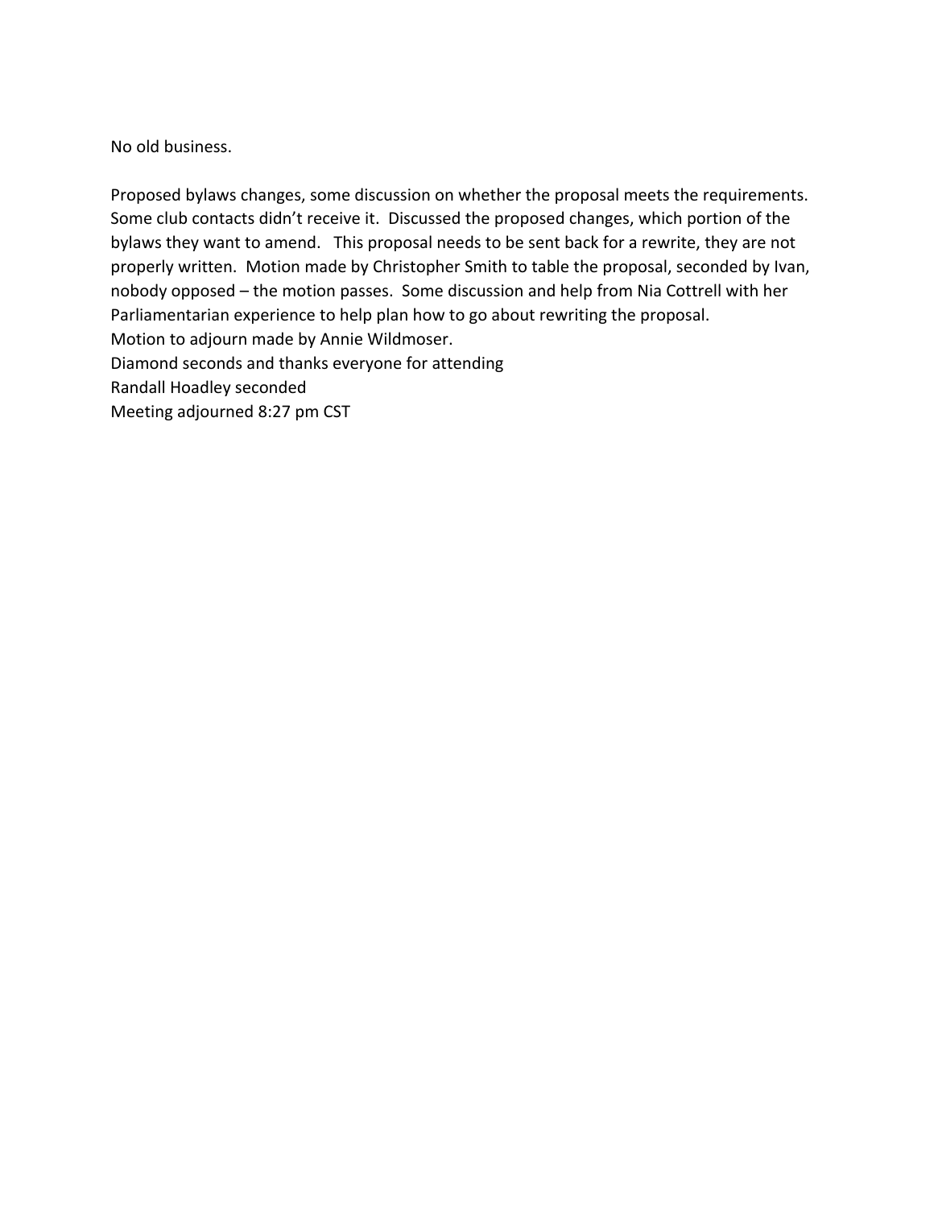No old business.

Proposed bylaws changes, some discussion on whether the proposal meets the requirements. Some club contacts didn't receive it. Discussed the proposed changes, which portion of the bylaws they want to amend. This proposal needs to be sent back for a rewrite, they are not properly written. Motion made by Christopher Smith to table the proposal, seconded by Ivan, nobody opposed – the motion passes. Some discussion and help from Nia Cottrell with her Parliamentarian experience to help plan how to go about rewriting the proposal.

Motion to adjourn made by Annie Wildmoser.

Diamond seconds and thanks everyone for attending

Randall Hoadley seconded

Meeting adjourned 8:27 pm CST